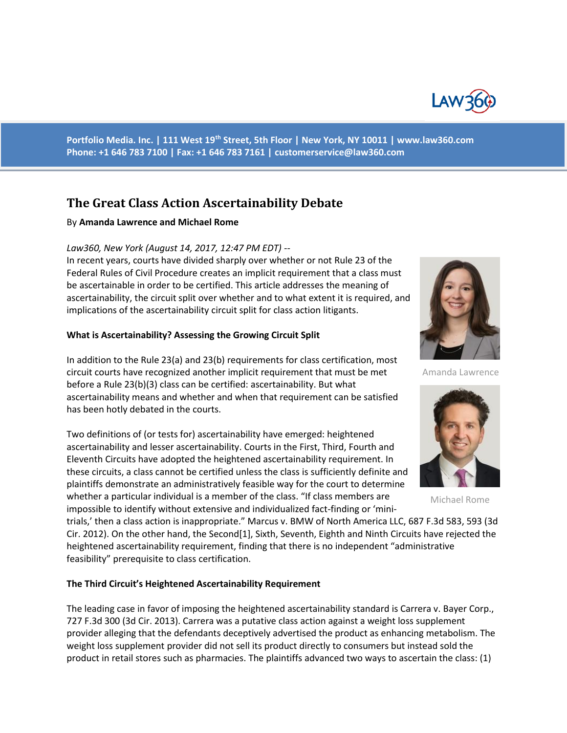Portfolio Media. Inc. | 111 West 19th Street, 5th Floor | New York, NY 10011 | www.law360.com
Phone: +1 646 783 7100 | Fax: +1 646 783 7161 | customerservice@law360.com

# The Great Class Action Ascertainability Debate

By **Amanda Lawrence and Michael Rome**

*Law360, New York (August 14, 2017, 12:47 PM EDT) --*
In recent years, courts have divided sharply over whether or not Rule 23 of the Federal Rules of Civil Procedure creates an implicit requirement that a class must be ascertainable in order to be certified. This article addresses the meaning of ascertainability, the circuit split over whether and to what extent it is required, and implications of the ascertainability circuit split for class action litigants.

Amanda Lawrence

Michael Rome

### What is Ascertainability? Assessing the Growing Circuit Split

In addition to the Rule 23(a) and 23(b) requirements for class certification, most circuit courts have recognized another implicit requirement that must be met before a Rule 23(b)(3) class can be certified: ascertainability. But what ascertainability means and whether and when that requirement can be satisfied has been hotly debated in the courts.

Two definitions of (or tests for) ascertainability have emerged: heightened ascertainability and lesser ascertainability. Courts in the First, Third, Fourth and Eleventh Circuits have adopted the heightened ascertainability requirement. In these circuits, a class cannot be certified unless the class is sufficiently definite and plaintiffs demonstrate an administratively feasible way for the court to determine whether a particular individual is a member of the class. "If class members are impossible to identify without extensive and individualized fact-finding or 'mini-trials,' then a class action is inappropriate." Marcus v. BMW of North America LLC, 687 F.3d 583, 593 (3d Cir. 2012). On the other hand, the Second[1], Sixth, Seventh, Eighth and Ninth Circuits have rejected the heightened ascertainability requirement, finding that there is no independent "administrative feasibility" prerequisite to class certification.

### The Third Circuit's Heightened Ascertainability Requirement

The leading case in favor of imposing the heightened ascertainability standard is Carrera v. Bayer Corp., 727 F.3d 300 (3d Cir. 2013). Carrera was a putative class action against a weight loss supplement provider alleging that the defendants deceptively advertised the product as enhancing metabolism. The weight loss supplement provider did not sell its product directly to consumers but instead sold the product in retail stores such as pharmacies. The plaintiffs advanced two ways to ascertain the class: (1)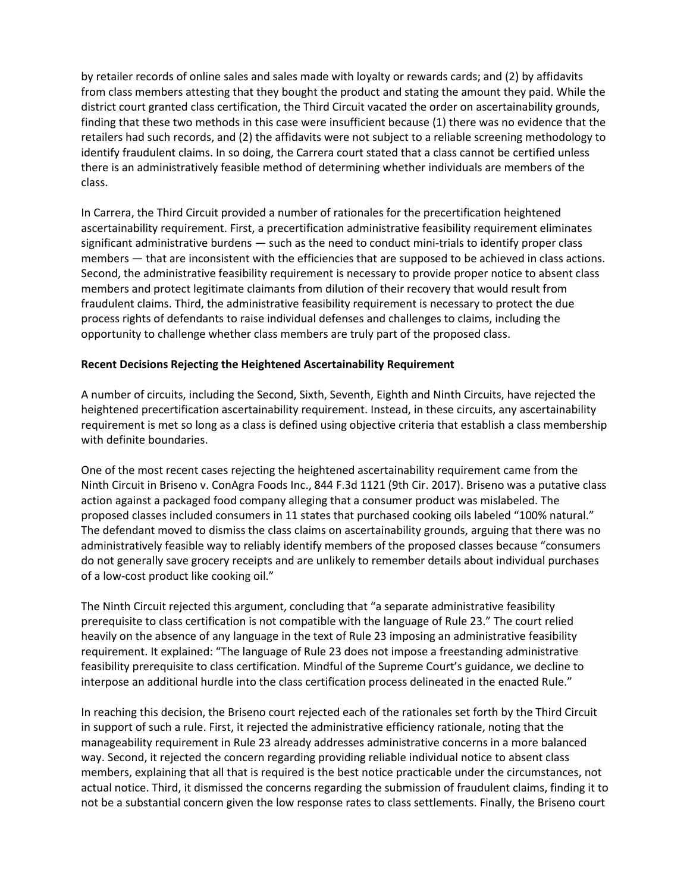by retailer records of online sales and sales made with loyalty or rewards cards; and (2) by affidavits from class members attesting that they bought the product and stating the amount they paid. While the district court granted class certification, the Third Circuit vacated the order on ascertainability grounds, finding that these two methods in this case were insufficient because (1) there was no evidence that the retailers had such records, and (2) the affidavits were not subject to a reliable screening methodology to identify fraudulent claims. In so doing, the Carrera court stated that a class cannot be certified unless there is an administratively feasible method of determining whether individuals are members of the class.

In Carrera, the Third Circuit provided a number of rationales for the precertification heightened ascertainability requirement. First, a precertification administrative feasibility requirement eliminates significant administrative burdens — such as the need to conduct mini-trials to identify proper class members — that are inconsistent with the efficiencies that are supposed to be achieved in class actions. Second, the administrative feasibility requirement is necessary to provide proper notice to absent class members and protect legitimate claimants from dilution of their recovery that would result from fraudulent claims. Third, the administrative feasibility requirement is necessary to protect the due process rights of defendants to raise individual defenses and challenges to claims, including the opportunity to challenge whether class members are truly part of the proposed class.

**Recent Decisions Rejecting the Heightened Ascertainability Requirement**

A number of circuits, including the Second, Sixth, Seventh, Eighth and Ninth Circuits, have rejected the heightened precertification ascertainability requirement. Instead, in these circuits, any ascertainability requirement is met so long as a class is defined using objective criteria that establish a class membership with definite boundaries.

One of the most recent cases rejecting the heightened ascertainability requirement came from the Ninth Circuit in Briseno v. ConAgra Foods Inc., 844 F.3d 1121 (9th Cir. 2017). Briseno was a putative class action against a packaged food company alleging that a consumer product was mislabeled. The proposed classes included consumers in 11 states that purchased cooking oils labeled "100% natural." The defendant moved to dismiss the class claims on ascertainability grounds, arguing that there was no administratively feasible way to reliably identify members of the proposed classes because "consumers do not generally save grocery receipts and are unlikely to remember details about individual purchases of a low-cost product like cooking oil."

The Ninth Circuit rejected this argument, concluding that "a separate administrative feasibility prerequisite to class certification is not compatible with the language of Rule 23." The court relied heavily on the absence of any language in the text of Rule 23 imposing an administrative feasibility requirement. It explained: "The language of Rule 23 does not impose a freestanding administrative feasibility prerequisite to class certification. Mindful of the Supreme Court's guidance, we decline to interpose an additional hurdle into the class certification process delineated in the enacted Rule."

In reaching this decision, the Briseno court rejected each of the rationales set forth by the Third Circuit in support of such a rule. First, it rejected the administrative efficiency rationale, noting that the manageability requirement in Rule 23 already addresses administrative concerns in a more balanced way. Second, it rejected the concern regarding providing reliable individual notice to absent class members, explaining that all that is required is the best notice practicable under the circumstances, not actual notice. Third, it dismissed the concerns regarding the submission of fraudulent claims, finding it to not be a substantial concern given the low response rates to class settlements. Finally, the Briseno court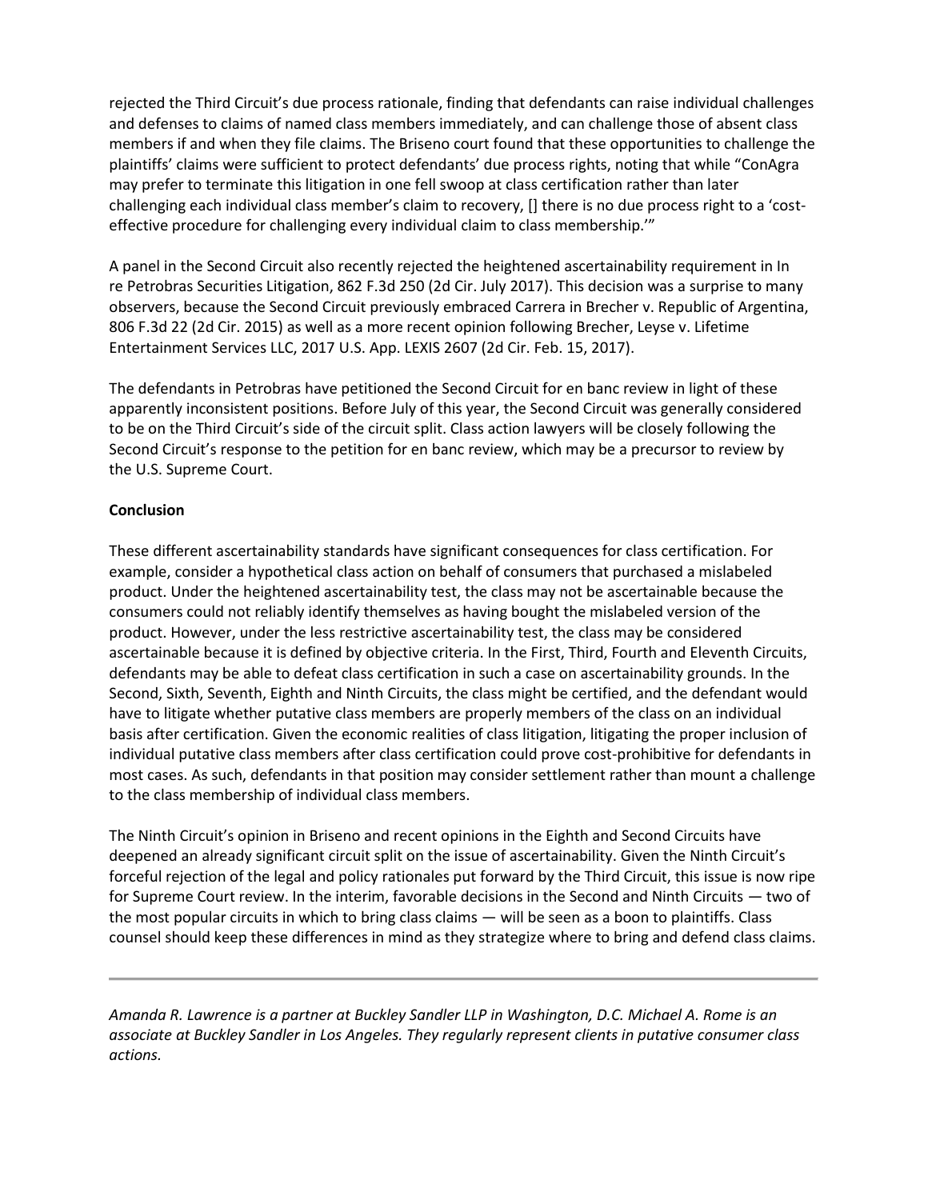rejected the Third Circuit's due process rationale, finding that defendants can raise individual challenges and defenses to claims of named class members immediately, and can challenge those of absent class members if and when they file claims. The Briseno court found that these opportunities to challenge the plaintiffs' claims were sufficient to protect defendants' due process rights, noting that while "ConAgra may prefer to terminate this litigation in one fell swoop at class certification rather than later challenging each individual class member's claim to recovery, [] there is no due process right to a 'cost-effective procedure for challenging every individual claim to class membership.'"

A panel in the Second Circuit also recently rejected the heightened ascertainability requirement in In re Petrobras Securities Litigation, 862 F.3d 250 (2d Cir. July 2017). This decision was a surprise to many observers, because the Second Circuit previously embraced Carrera in Brecher v. Republic of Argentina, 806 F.3d 22 (2d Cir. 2015) as well as a more recent opinion following Brecher, Leyse v. Lifetime Entertainment Services LLC, 2017 U.S. App. LEXIS 2607 (2d Cir. Feb. 15, 2017).

The defendants in Petrobras have petitioned the Second Circuit for en banc review in light of these apparently inconsistent positions. Before July of this year, the Second Circuit was generally considered to be on the Third Circuit's side of the circuit split. Class action lawyers will be closely following the Second Circuit's response to the petition for en banc review, which may be a precursor to review by the U.S. Supreme Court.

**Conclusion**

These different ascertainability standards have significant consequences for class certification. For example, consider a hypothetical class action on behalf of consumers that purchased a mislabeled product. Under the heightened ascertainability test, the class may not be ascertainable because the consumers could not reliably identify themselves as having bought the mislabeled version of the product. However, under the less restrictive ascertainability test, the class may be considered ascertainable because it is defined by objective criteria. In the First, Third, Fourth and Eleventh Circuits, defendants may be able to defeat class certification in such a case on ascertainability grounds. In the Second, Sixth, Seventh, Eighth and Ninth Circuits, the class might be certified, and the defendant would have to litigate whether putative class members are properly members of the class on an individual basis after certification. Given the economic realities of class litigation, litigating the proper inclusion of individual putative class members after class certification could prove cost-prohibitive for defendants in most cases. As such, defendants in that position may consider settlement rather than mount a challenge to the class membership of individual class members.

The Ninth Circuit's opinion in Briseno and recent opinions in the Eighth and Second Circuits have deepened an already significant circuit split on the issue of ascertainability. Given the Ninth Circuit's forceful rejection of the legal and policy rationales put forward by the Third Circuit, this issue is now ripe for Supreme Court review. In the interim, favorable decisions in the Second and Ninth Circuits — two of the most popular circuits in which to bring class claims — will be seen as a boon to plaintiffs. Class counsel should keep these differences in mind as they strategize where to bring and defend class claims.

---

*Amanda R. Lawrence is a partner at Buckley Sandler LLP in Washington, D.C. Michael A. Rome is an associate at Buckley Sandler in Los Angeles. They regularly represent clients in putative consumer class actions.*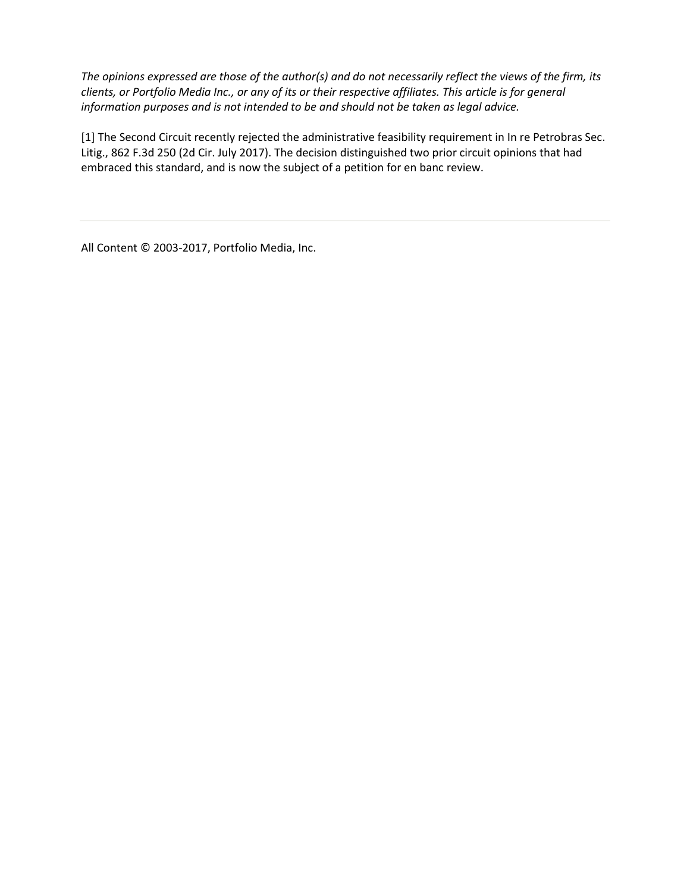*The opinions expressed are those of the author(s) and do not necessarily reflect the views of the firm, its clients, or Portfolio Media Inc., or any of its or their respective affiliates. This article is for general information purposes and is not intended to be and should not be taken as legal advice.*

[1] The Second Circuit recently rejected the administrative feasibility requirement in In re Petrobras Sec. Litig., 862 F.3d 250 (2d Cir. July 2017). The decision distinguished two prior circuit opinions that had embraced this standard, and is now the subject of a petition for en banc review.

---

All Content © 2003-2017, Portfolio Media, Inc.